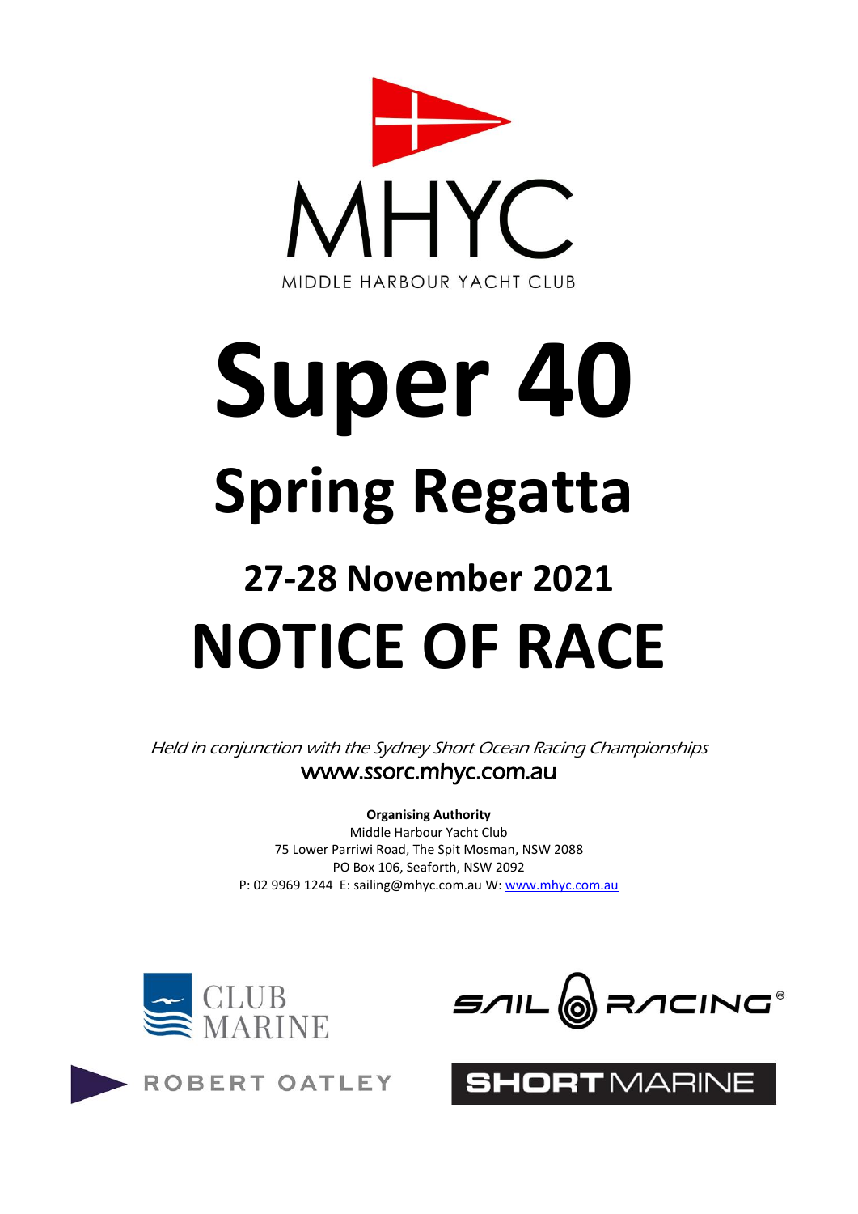MHYC

MIDDLE HARBOUR YACHT CLUB

# Super 40

# Spring Regatta

## 27-28 November 2021

# NOTICE OF RACE

*Held in conjunction with the Sydney Short Ocean Racing Championships*

www.ssorc.mhyc.com.au

**Organising Authority**
Middle Harbour Yacht Club
75 Lower Parriwi Road, The Spit Mosman, NSW 2088
PO Box 106, Seaforth, NSW 2092
P: 02 9969 1244 E: sailing@mhyc.com.au W: www.mhyc.com.au

CLUB MARINE

SAIL RACING

ROBERT OATLEY

SHORTMARINE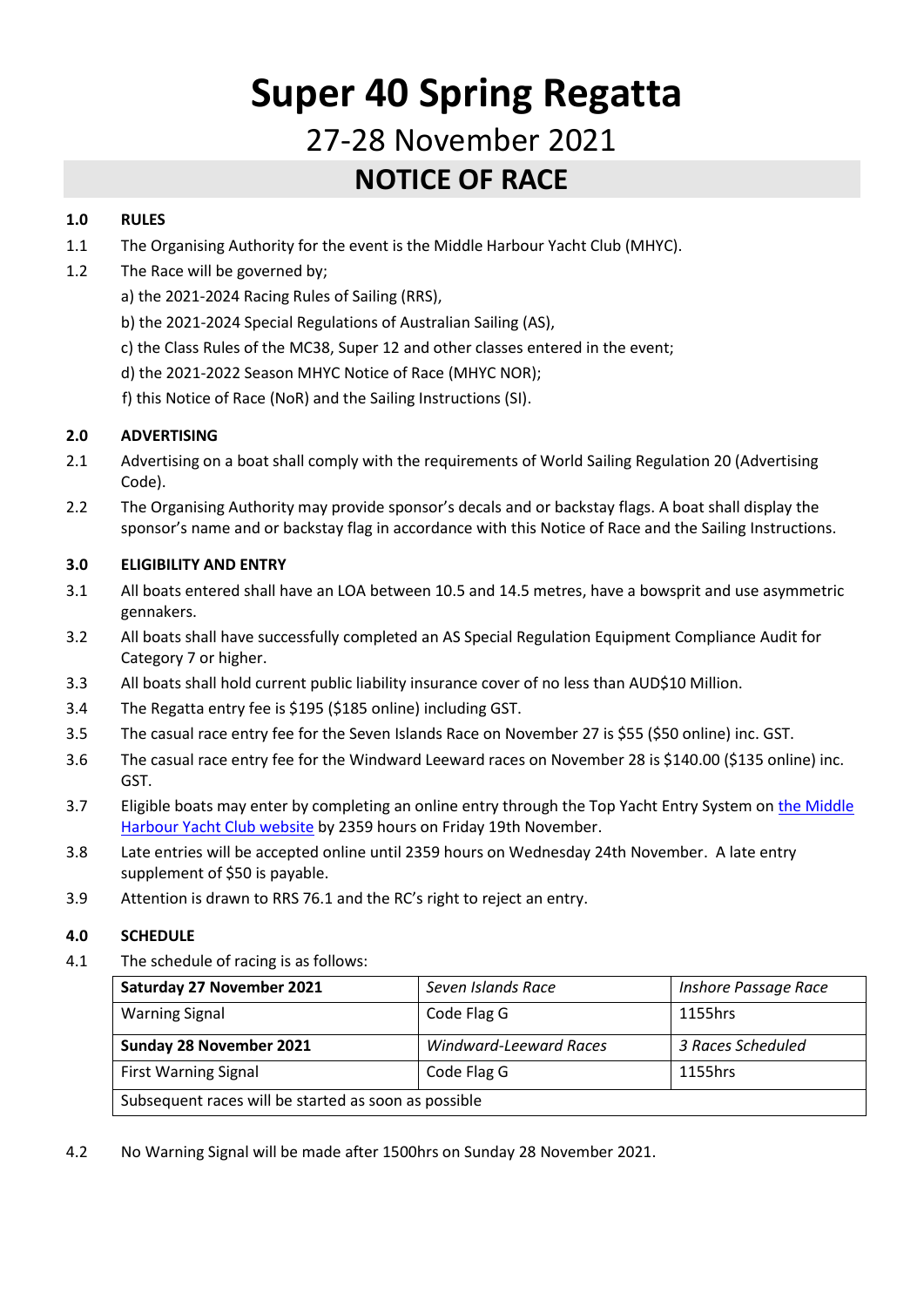# Super 40 Spring Regatta

## 27-28 November 2021

## NOTICE OF RACE

**1.0 RULES**

1.1 The Organising Authority for the event is the Middle Harbour Yacht Club (MHYC).

1.2 The Race will be governed by;

a) the 2021-2024 Racing Rules of Sailing (RRS),

b) the 2021-2024 Special Regulations of Australian Sailing (AS),

c) the Class Rules of the MC38, Super 12 and other classes entered in the event;

d) the 2021-2022 Season MHYC Notice of Race (MHYC NOR);

f) this Notice of Race (NoR) and the Sailing Instructions (SI).

**2.0 ADVERTISING**

2.1 Advertising on a boat shall comply with the requirements of World Sailing Regulation 20 (Advertising Code).

2.2 The Organising Authority may provide sponsor's decals and or backstay flags. A boat shall display the sponsor's name and or backstay flag in accordance with this Notice of Race and the Sailing Instructions.

**3.0 ELIGIBILITY AND ENTRY**

3.1 All boats entered shall have an LOA between 10.5 and 14.5 metres, have a bowsprit and use asymmetric gennakers.

3.2 All boats shall have successfully completed an AS Special Regulation Equipment Compliance Audit for Category 7 or higher.

3.3 All boats shall hold current public liability insurance cover of no less than AUD$10 Million.

3.4 The Regatta entry fee is $195 ($185 online) including GST.

3.5 The casual race entry fee for the Seven Islands Race on November 27 is $55 ($50 online) inc. GST.

3.6 The casual race entry fee for the Windward Leeward races on November 28 is $140.00 ($135 online) inc. GST.

3.7 Eligible boats may enter by completing an online entry through the Top Yacht Entry System on the Middle Harbour Yacht Club website by 2359 hours on Friday 19th November.

3.8 Late entries will be accepted online until 2359 hours on Wednesday 24th November. A late entry supplement of $50 is payable.

3.9 Attention is drawn to RRS 76.1 and the RC's right to reject an entry.

**4.0 SCHEDULE**

4.1 The schedule of racing is as follows:

| **Saturday 27 November 2021** | *Seven Islands Race* | *Inshore Passage Race* |
|---|---|---|
| Warning Signal | Code Flag G | 1155hrs |
| **Sunday 28 November 2021** | *Windward-Leeward Races* | *3 Races Scheduled* |
| First Warning Signal | Code Flag G | 1155hrs |
| Subsequent races will be started as soon as possible | | |

4.2 No Warning Signal will be made after 1500hrs on Sunday 28 November 2021.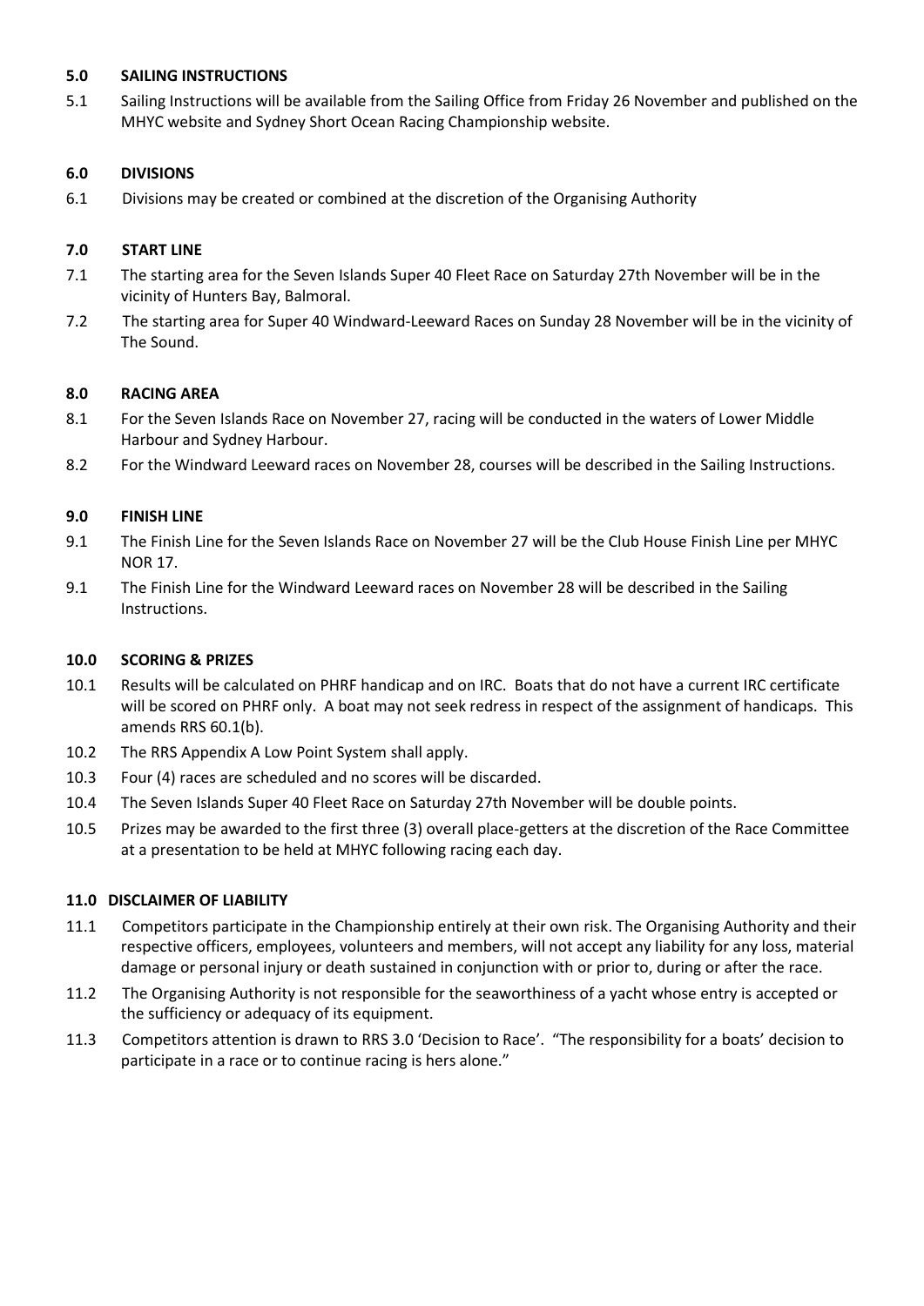## 5.0 SAILING INSTRUCTIONS

5.1 Sailing Instructions will be available from the Sailing Office from Friday 26 November and published on the MHYC website and Sydney Short Ocean Racing Championship website.

## 6.0 DIVISIONS

6.1 Divisions may be created or combined at the discretion of the Organising Authority

## 7.0 START LINE

7.1 The starting area for the Seven Islands Super 40 Fleet Race on Saturday 27th November will be in the vicinity of Hunters Bay, Balmoral.

7.2 The starting area for Super 40 Windward-Leeward Races on Sunday 28 November will be in the vicinity of The Sound.

## 8.0 RACING AREA

8.1 For the Seven Islands Race on November 27, racing will be conducted in the waters of Lower Middle Harbour and Sydney Harbour.

8.2 For the Windward Leeward races on November 28, courses will be described in the Sailing Instructions.

## 9.0 FINISH LINE

9.1 The Finish Line for the Seven Islands Race on November 27 will be the Club House Finish Line per MHYC NOR 17.

9.1 The Finish Line for the Windward Leeward races on November 28 will be described in the Sailing Instructions.

## 10.0 SCORING & PRIZES

10.1 Results will be calculated on PHRF handicap and on IRC. Boats that do not have a current IRC certificate will be scored on PHRF only. A boat may not seek redress in respect of the assignment of handicaps. This amends RRS 60.1(b).

10.2 The RRS Appendix A Low Point System shall apply.

10.3 Four (4) races are scheduled and no scores will be discarded.

10.4 The Seven Islands Super 40 Fleet Race on Saturday 27th November will be double points.

10.5 Prizes may be awarded to the first three (3) overall place-getters at the discretion of the Race Committee at a presentation to be held at MHYC following racing each day.

## 11.0 DISCLAIMER OF LIABILITY

11.1 Competitors participate in the Championship entirely at their own risk. The Organising Authority and their respective officers, employees, volunteers and members, will not accept any liability for any loss, material damage or personal injury or death sustained in conjunction with or prior to, during or after the race.

11.2 The Organising Authority is not responsible for the seaworthiness of a yacht whose entry is accepted or the sufficiency or adequacy of its equipment.

11.3 Competitors attention is drawn to RRS 3.0 'Decision to Race'. "The responsibility for a boats' decision to participate in a race or to continue racing is hers alone."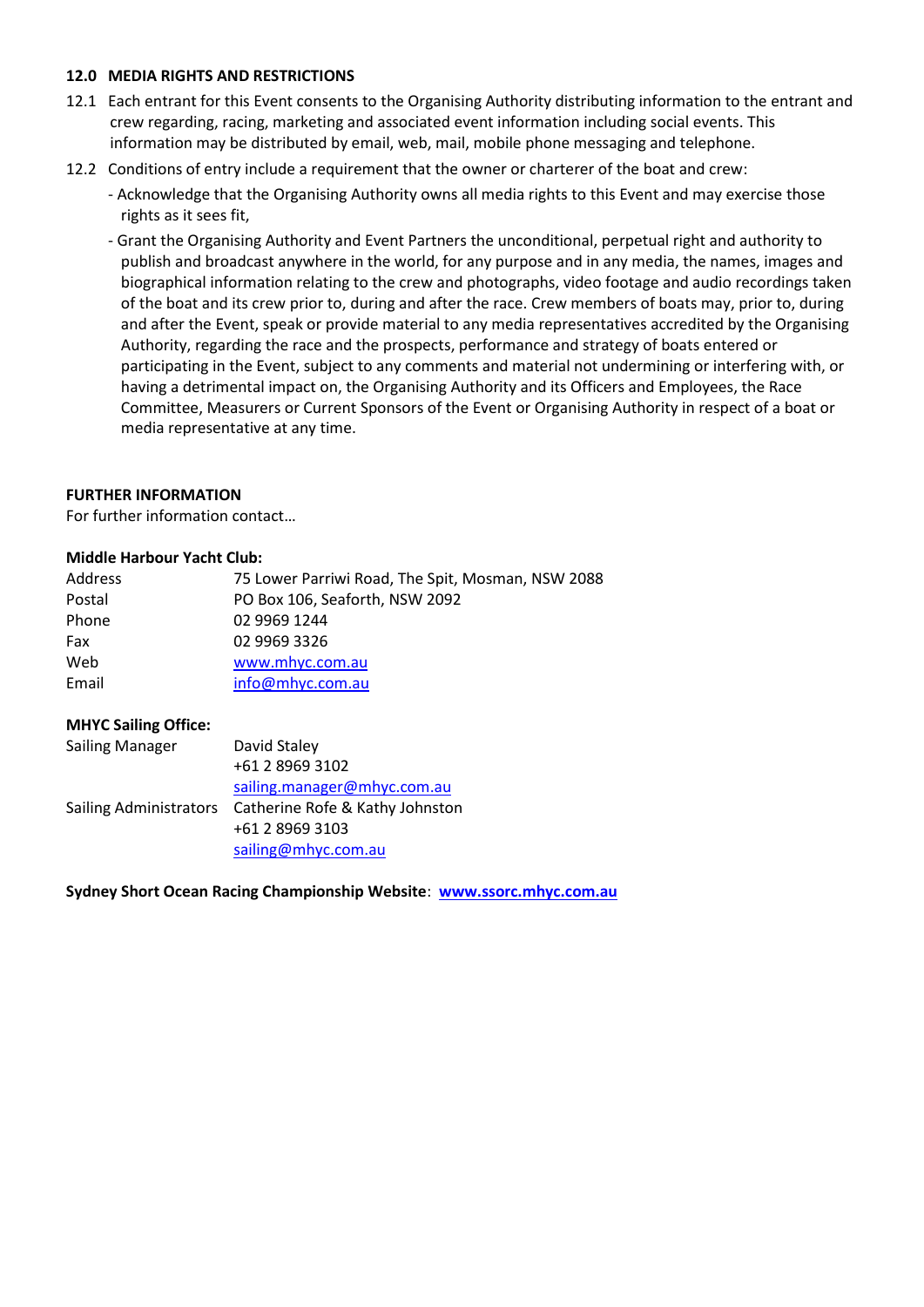**12.0 MEDIA RIGHTS AND RESTRICTIONS**

12.1 Each entrant for this Event consents to the Organising Authority distributing information to the entrant and crew regarding, racing, marketing and associated event information including social events. This information may be distributed by email, web, mail, mobile phone messaging and telephone.

12.2 Conditions of entry include a requirement that the owner or charterer of the boat and crew:

- Acknowledge that the Organising Authority owns all media rights to this Event and may exercise those rights as it sees fit,
- Grant the Organising Authority and Event Partners the unconditional, perpetual right and authority to publish and broadcast anywhere in the world, for any purpose and in any media, the names, images and biographical information relating to the crew and photographs, video footage and audio recordings taken of the boat and its crew prior to, during and after the race. Crew members of boats may, prior to, during and after the Event, speak or provide material to any media representatives accredited by the Organising Authority, regarding the race and the prospects, performance and strategy of boats entered or participating in the Event, subject to any comments and material not undermining or interfering with, or having a detrimental impact on, the Organising Authority and its Officers and Employees, the Race Committee, Measurers or Current Sponsors of the Event or Organising Authority in respect of a boat or media representative at any time.

**FURTHER INFORMATION**

For further information contact…

**Middle Harbour Yacht Club:**

| | |
|---|---|
| Address | 75 Lower Parriwi Road, The Spit, Mosman, NSW 2088 |
| Postal | PO Box 106, Seaforth, NSW 2092 |
| Phone | 02 9969 1244 |
| Fax | 02 9969 3326 |
| Web | www.mhyc.com.au |
| Email | info@mhyc.com.au |

**MHYC Sailing Office:**

| | |
|---|---|
| Sailing Manager | David Staley<br>+61 2 8969 3102<br>sailing.manager@mhyc.com.au |
| Sailing Administrators | Catherine Rofe & Kathy Johnston<br>+61 2 8969 3103<br>sailing@mhyc.com.au |

**Sydney Short Ocean Racing Championship Website**: **www.ssorc.mhyc.com.au**